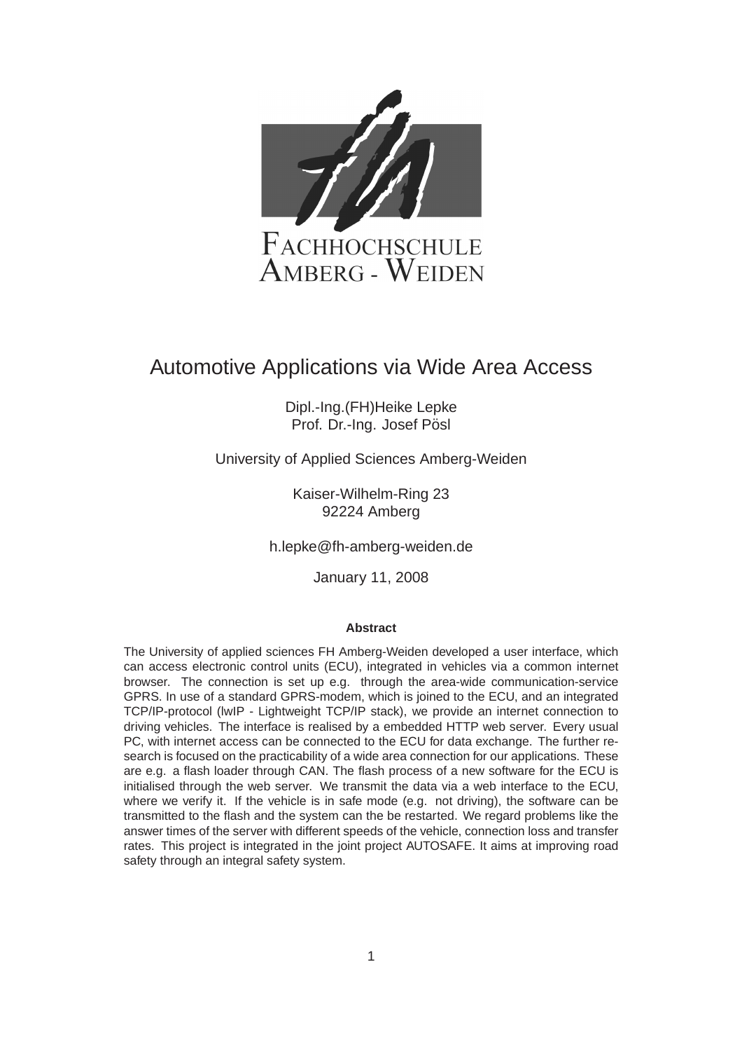FACHHOCHSCHULE
AMBERG - WEIDEN

# Automotive Applications via Wide Area Access

Dipl.-Ing.(FH)Heike Lepke
Prof. Dr.-Ing. Josef Pösl

University of Applied Sciences Amberg-Weiden

Kaiser-Wilhelm-Ring 23
92224 Amberg

h.lepke@fh-amberg-weiden.de

January 11, 2008

### Abstract

The University of applied sciences FH Amberg-Weiden developed a user interface, which can access electronic control units (ECU), integrated in vehicles via a common internet browser. The connection is set up e.g. through the area-wide communication-service GPRS. In use of a standard GPRS-modem, which is joined to the ECU, and an integrated TCP/IP-protocol (lwIP - Lightweight TCP/IP stack), we provide an internet connection to driving vehicles. The interface is realised by a embedded HTTP web server. Every usual PC, with internet access can be connected to the ECU for data exchange. The further research is focused on the practicability of a wide area connection for our applications. These are e.g. a flash loader through CAN. The flash process of a new software for the ECU is initialised through the web server. We transmit the data via a web interface to the ECU, where we verify it. If the vehicle is in safe mode (e.g. not driving), the software can be transmitted to the flash and the system can the be restarted. We regard problems like the answer times of the server with different speeds of the vehicle, connection loss and transfer rates. This project is integrated in the joint project AUTOSAFE. It aims at improving road safety through an integral safety system.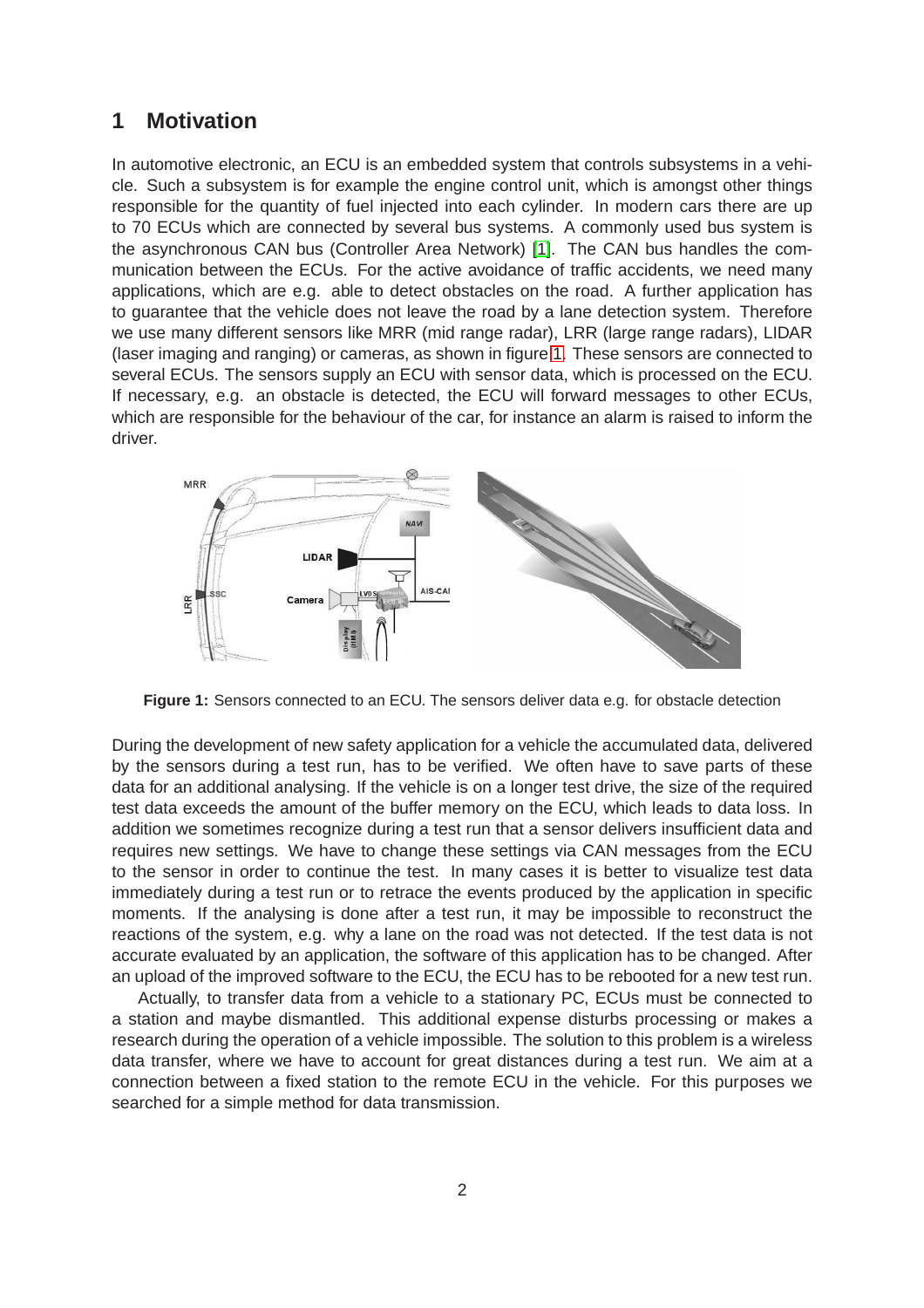## 1 Motivation

In automotive electronic, an ECU is an embedded system that controls subsystems in a vehicle. Such a subsystem is for example the engine control unit, which is amongst other things responsible for the quantity of fuel injected into each cylinder. In modern cars there are up to 70 ECUs which are connected by several bus systems. A commonly used bus system is the asynchronous CAN bus (Controller Area Network) [1]. The CAN bus handles the communication between the ECUs. For the active avoidance of traffic accidents, we need many applications, which are e.g. able to detect obstacles on the road. A further application has to guarantee that the vehicle does not leave the road by a lane detection system. Therefore we use many different sensors like MRR (mid range radar), LRR (large range radars), LIDAR (laser imaging and ranging) or cameras, as shown in figure 1. These sensors are connected to several ECUs. The sensors supply an ECU with sensor data, which is processed on the ECU. If necessary, e.g. an obstacle is detected, the ECU will forward messages to other ECUs, which are responsible for the behaviour of the car, for instance an alarm is raised to inform the driver.

**Figure 1:** Sensors connected to an ECU. The sensors deliver data e.g. for obstacle detection

During the development of new safety application for a vehicle the accumulated data, delivered by the sensors during a test run, has to be verified. We often have to save parts of these data for an additional analysing. If the vehicle is on a longer test drive, the size of the required test data exceeds the amount of the buffer memory on the ECU, which leads to data loss. In addition we sometimes recognize during a test run that a sensor delivers insufficient data and requires new settings. We have to change these settings via CAN messages from the ECU to the sensor in order to continue the test. In many cases it is better to visualize test data immediately during a test run or to retrace the events produced by the application in specific moments. If the analysing is done after a test run, it may be impossible to reconstruct the reactions of the system, e.g. why a lane on the road was not detected. If the test data is not accurate evaluated by an application, the software of this application has to be changed. After an upload of the improved software to the ECU, the ECU has to be rebooted for a new test run.

Actually, to transfer data from a vehicle to a stationary PC, ECUs must be connected to a station and maybe dismantled. This additional expense disturbs processing or makes a research during the operation of a vehicle impossible. The solution to this problem is a wireless data transfer, where we have to account for great distances during a test run. We aim at a connection between a fixed station to the remote ECU in the vehicle. For this purposes we searched for a simple method for data transmission.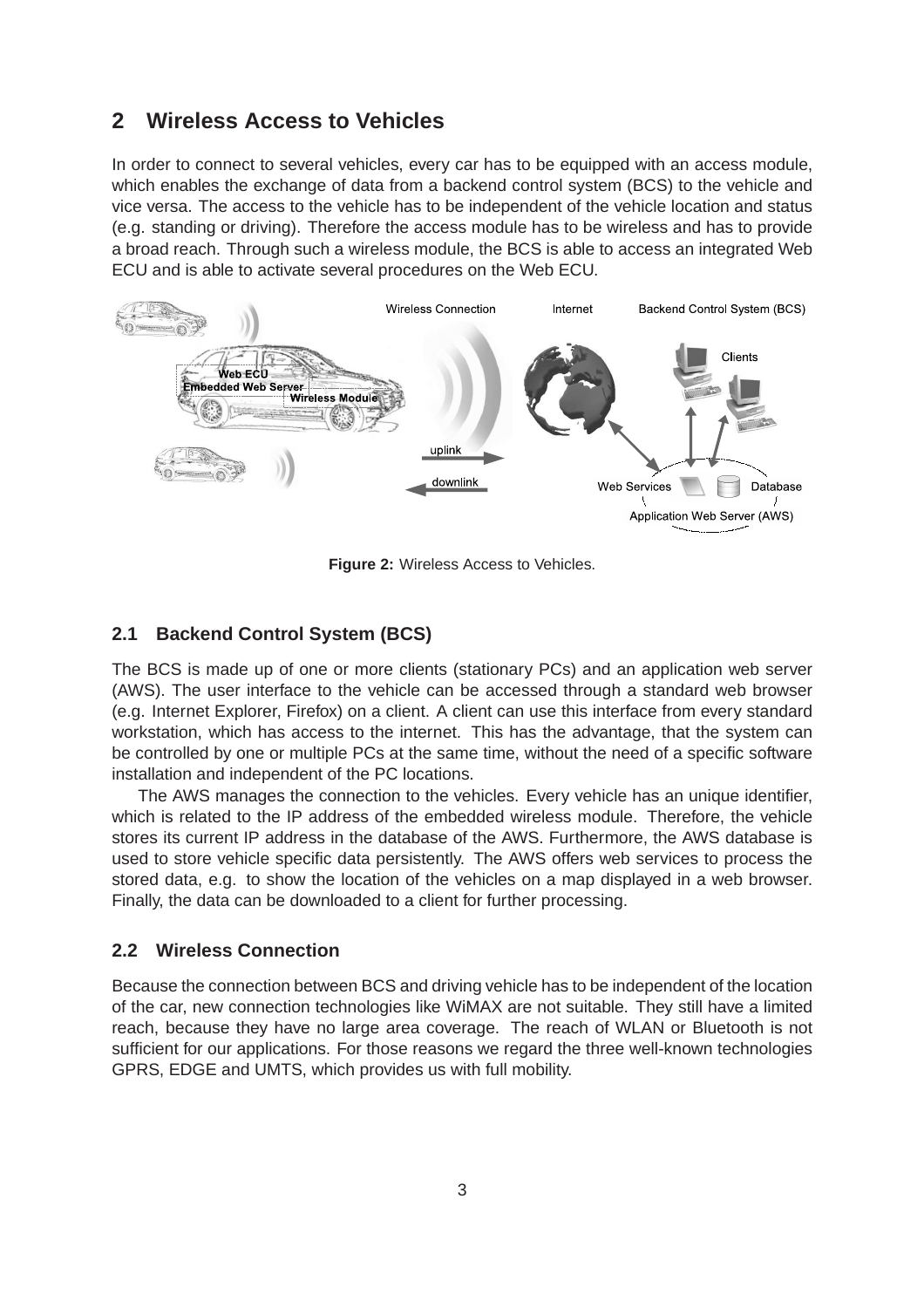## 2 Wireless Access to Vehicles

In order to connect to several vehicles, every car has to be equipped with an access module, which enables the exchange of data from a backend control system (BCS) to the vehicle and vice versa. The access to the vehicle has to be independent of the vehicle location and status (e.g. standing or driving). Therefore the access module has to be wireless and has to provide a broad reach. Through such a wireless module, the BCS is able to access an integrated Web ECU and is able to activate several procedures on the Web ECU.

**Figure 2:** Wireless Access to Vehicles.

### 2.1 Backend Control System (BCS)

The BCS is made up of one or more clients (stationary PCs) and an application web server (AWS). The user interface to the vehicle can be accessed through a standard web browser (e.g. Internet Explorer, Firefox) on a client. A client can use this interface from every standard workstation, which has access to the internet. This has the advantage, that the system can be controlled by one or multiple PCs at the same time, without the need of a specific software installation and independent of the PC locations.

The AWS manages the connection to the vehicles. Every vehicle has an unique identifier, which is related to the IP address of the embedded wireless module. Therefore, the vehicle stores its current IP address in the database of the AWS. Furthermore, the AWS database is used to store vehicle specific data persistently. The AWS offers web services to process the stored data, e.g. to show the location of the vehicles on a map displayed in a web browser. Finally, the data can be downloaded to a client for further processing.

### 2.2 Wireless Connection

Because the connection between BCS and driving vehicle has to be independent of the location of the car, new connection technologies like WiMAX are not suitable. They still have a limited reach, because they have no large area coverage. The reach of WLAN or Bluetooth is not sufficient for our applications. For those reasons we regard the three well-known technologies GPRS, EDGE and UMTS, which provides us with full mobility.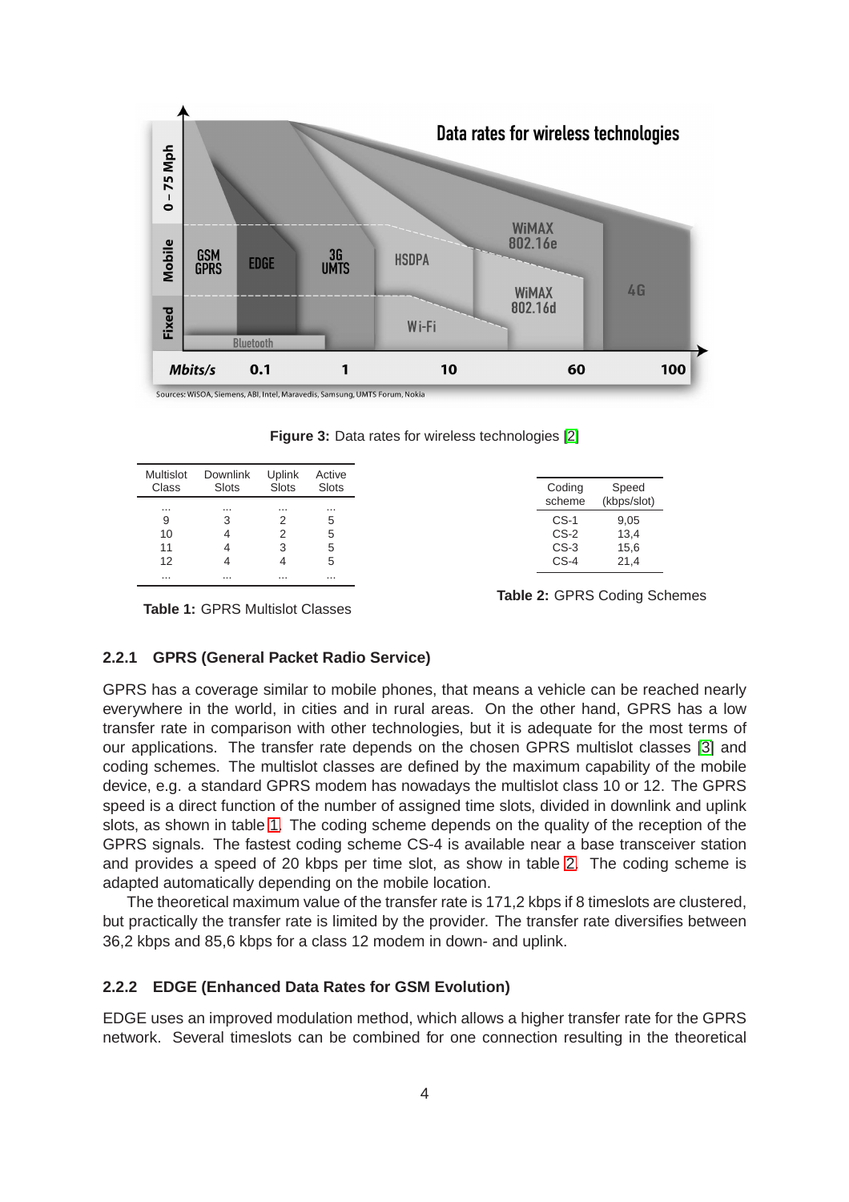Figure 3: Data rates for wireless technologies [2]

| Multislot Class | Downlink Slots | Uplink Slots | Active Slots |
|---|---|---|---|
| ... | ... | ... | ... |
| 9 | 3 | 2 | 5 |
| 10 | 4 | 2 | 5 |
| 11 | 4 | 3 | 5 |
| 12 | 4 | 4 | 5 |
| ... | ... | ... | ... |

**Table 1:** GPRS Multislot Classes

| Coding scheme | Speed (kbps/slot) |
|---|---|
| CS-1 | 9,05 |
| CS-2 | 13,4 |
| CS-3 | 15,6 |
| CS-4 | 21,4 |

**Table 2:** GPRS Coding Schemes

### 2.2.1 GPRS (General Packet Radio Service)

GPRS has a coverage similar to mobile phones, that means a vehicle can be reached nearly everywhere in the world, in cities and in rural areas. On the other hand, GPRS has a low transfer rate in comparison with other technologies, but it is adequate for the most terms of our applications. The transfer rate depends on the chosen GPRS multislot classes [3] and coding schemes. The multislot classes are defined by the maximum capability of the mobile device, e.g. a standard GPRS modem has nowadays the multislot class 10 or 12. The GPRS speed is a direct function of the number of assigned time slots, divided in downlink and uplink slots, as shown in table 1. The coding scheme depends on the quality of the reception of the GPRS signals. The fastest coding scheme CS-4 is available near a base transceiver station and provides a speed of 20 kbps per time slot, as show in table 2. The coding scheme is adapted automatically depending on the mobile location.

The theoretical maximum value of the transfer rate is 171,2 kbps if 8 timeslots are clustered, but practically the transfer rate is limited by the provider. The transfer rate diversifies between 36,2 kbps and 85,6 kbps for a class 12 modem in down- and uplink.

### 2.2.2 EDGE (Enhanced Data Rates for GSM Evolution)

EDGE uses an improved modulation method, which allows a higher transfer rate for the GPRS network. Several timeslots can be combined for one connection resulting in the theoretical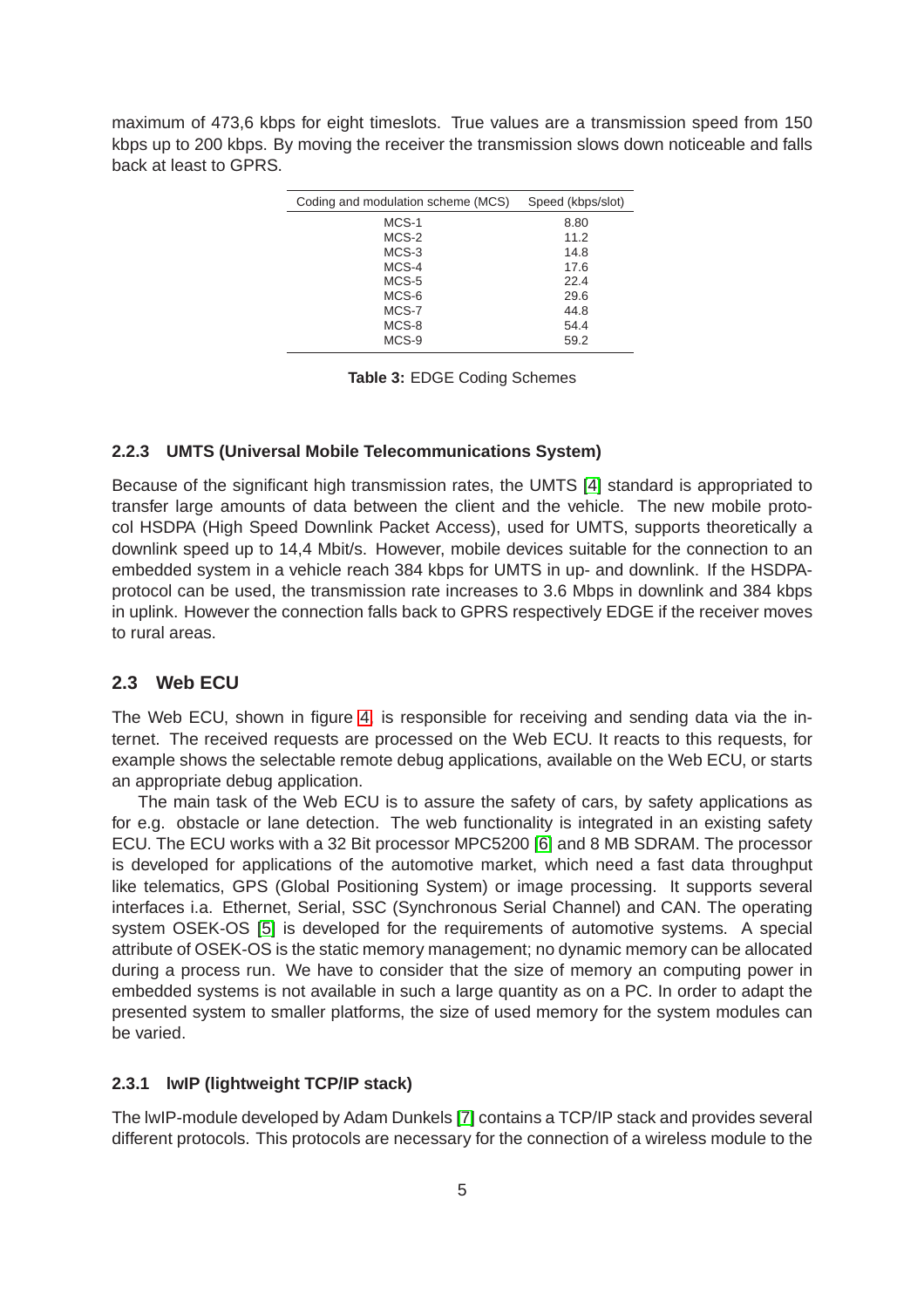maximum of 473,6 kbps for eight timeslots. True values are a transmission speed from 150 kbps up to 200 kbps. By moving the receiver the transmission slows down noticeable and falls back at least to GPRS.

| Coding and modulation scheme (MCS) | Speed (kbps/slot) |
|---|---|
| MCS-1 | 8.80 |
| MCS-2 | 11.2 |
| MCS-3 | 14.8 |
| MCS-4 | 17.6 |
| MCS-5 | 22.4 |
| MCS-6 | 29.6 |
| MCS-7 | 44.8 |
| MCS-8 | 54.4 |
| MCS-9 | 59.2 |

**Table 3:** EDGE Coding Schemes

### 2.2.3 UMTS (Universal Mobile Telecommunications System)

Because of the significant high transmission rates, the UMTS [4] standard is appropriated to transfer large amounts of data between the client and the vehicle. The new mobile protocol HSDPA (High Speed Downlink Packet Access), used for UMTS, supports theoretically a downlink speed up to 14,4 Mbit/s. However, mobile devices suitable for the connection to an embedded system in a vehicle reach 384 kbps for UMTS in up- and downlink. If the HSDPA-protocol can be used, the transmission rate increases to 3.6 Mbps in downlink and 384 kbps in uplink. However the connection falls back to GPRS respectively EDGE if the receiver moves to rural areas.

## 2.3 Web ECU

The Web ECU, shown in figure 4, is responsible for receiving and sending data via the internet. The received requests are processed on the Web ECU. It reacts to this requests, for example shows the selectable remote debug applications, available on the Web ECU, or starts an appropriate debug application.

The main task of the Web ECU is to assure the safety of cars, by safety applications as for e.g. obstacle or lane detection. The web functionality is integrated in an existing safety ECU. The ECU works with a 32 Bit processor MPC5200 [6] and 8 MB SDRAM. The processor is developed for applications of the automotive market, which need a fast data throughput like telematics, GPS (Global Positioning System) or image processing. It supports several interfaces i.a. Ethernet, Serial, SSC (Synchronous Serial Channel) and CAN. The operating system OSEK-OS [5] is developed for the requirements of automotive systems. A special attribute of OSEK-OS is the static memory management; no dynamic memory can be allocated during a process run. We have to consider that the size of memory an computing power in embedded systems is not available in such a large quantity as on a PC. In order to adapt the presented system to smaller platforms, the size of used memory for the system modules can be varied.

### 2.3.1 lwIP (lightweight TCP/IP stack)

The lwIP-module developed by Adam Dunkels [7] contains a TCP/IP stack and provides several different protocols. This protocols are necessary for the connection of a wireless module to the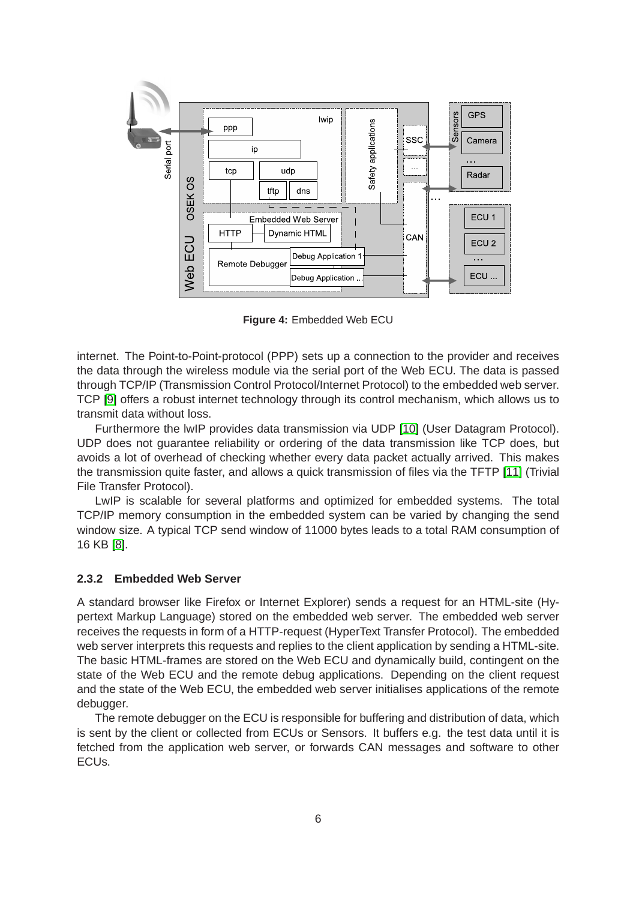**Figure 4:** Embedded Web ECU

internet. The Point-to-Point-protocol (PPP) sets up a connection to the provider and receives the data through the wireless module via the serial port of the Web ECU. The data is passed through TCP/IP (Transmission Control Protocol/Internet Protocol) to the embedded web server. TCP [9] offers a robust internet technology through its control mechanism, which allows us to transmit data without loss.

Furthermore the lwIP provides data transmission via UDP [10] (User Datagram Protocol). UDP does not guarantee reliability or ordering of the data transmission like TCP does, but avoids a lot of overhead of checking whether every data packet actually arrived. This makes the transmission quite faster, and allows a quick transmission of files via the TFTP [11] (Trivial File Transfer Protocol).

LwIP is scalable for several platforms and optimized for embedded systems. The total TCP/IP memory consumption in the embedded system can be varied by changing the send window size. A typical TCP send window of 11000 bytes leads to a total RAM consumption of 16 KB [8].

### 2.3.2 Embedded Web Server

A standard browser like Firefox or Internet Explorer) sends a request for an HTML-site (Hypertext Markup Language) stored on the embedded web server. The embedded web server receives the requests in form of a HTTP-request (HyperText Transfer Protocol). The embedded web server interprets this requests and replies to the client application by sending a HTML-site. The basic HTML-frames are stored on the Web ECU and dynamically build, contingent on the state of the Web ECU and the remote debug applications. Depending on the client request and the state of the Web ECU, the embedded web server initialises applications of the remote debugger.

The remote debugger on the ECU is responsible for buffering and distribution of data, which is sent by the client or collected from ECUs or Sensors. It buffers e.g. the test data until it is fetched from the application web server, or forwards CAN messages and software to other ECUs.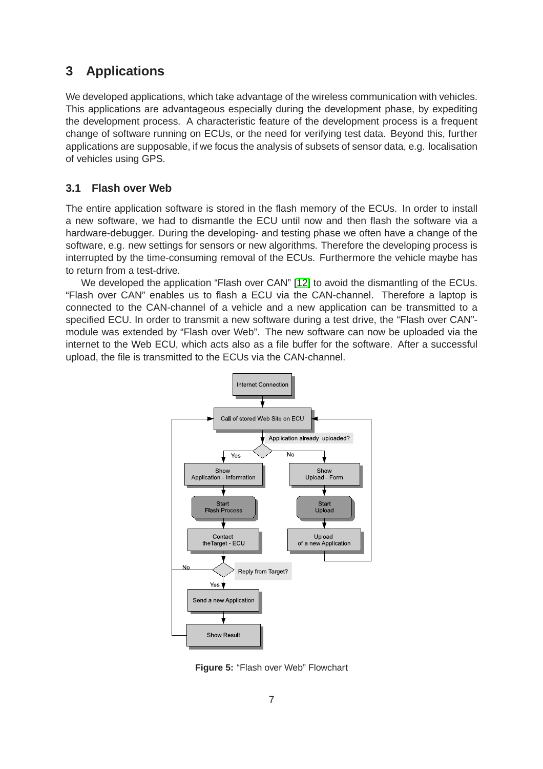## 3 Applications

We developed applications, which take advantage of the wireless communication with vehicles. This applications are advantageous especially during the development phase, by expediting the development process. A characteristic feature of the development process is a frequent change of software running on ECUs, or the need for verifying test data. Beyond this, further applications are supposable, if we focus the analysis of subsets of sensor data, e.g. localisation of vehicles using GPS.

### 3.1 Flash over Web

The entire application software is stored in the flash memory of the ECUs. In order to install a new software, we had to dismantle the ECU until now and then flash the software via a hardware-debugger. During the developing- and testing phase we often have a change of the software, e.g. new settings for sensors or new algorithms. Therefore the developing process is interrupted by the time-consuming removal of the ECUs. Furthermore the vehicle maybe has to return from a test-drive.

We developed the application "Flash over CAN" [12] to avoid the dismantling of the ECUs. "Flash over CAN" enables us to flash a ECU via the CAN-channel. Therefore a laptop is connected to the CAN-channel of a vehicle and a new application can be transmitted to a specified ECU. In order to transmit a new software during a test drive, the "Flash over CAN"-module was extended by "Flash over Web". The new software can now be uploaded via the internet to the Web ECU, which acts also as a file buffer for the software. After a successful upload, the file is transmitted to the ECUs via the CAN-channel.

Internet Connection

Call of stored Web Site on ECU

Application already uploaded?

Yes

No

Show Application - Information

Show Upload - Form

Start Flash Process

Start Upload

Contact theTarget - ECU

Upload of a new Application

No

Reply from Target?

Yes

Send a new Application

Show Result

**Figure 5:** "Flash over Web" Flowchart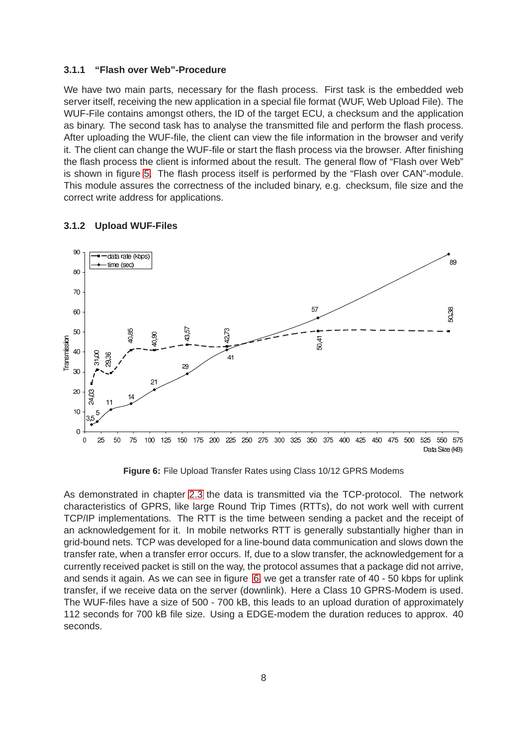### 3.1.1 "Flash over Web"-Procedure

We have two main parts, necessary for the flash process. First task is the embedded web server itself, receiving the new application in a special file format (WUF, Web Upload File). The WUF-File contains amongst others, the ID of the target ECU, a checksum and the application as binary. The second task has to analyse the transmitted file and perform the flash process. After uploading the WUF-file, the client can view the file information in the browser and verify it. The client can change the WUF-file or start the flash process via the browser. After finishing the flash process the client is informed about the result. The general flow of "Flash over Web" is shown in figure 5. The flash process itself is performed by the "Flash over CAN"-module. This module assures the correctness of the included binary, e.g. checksum, file size and the correct write address for applications.

### 3.1.2 Upload WUF-Files

**Figure 6:** File Upload Transfer Rates using Class 10/12 GPRS Modems

As demonstrated in chapter 2.3 the data is transmitted via the TCP-protocol. The network characteristics of GPRS, like large Round Trip Times (RTTs), do not work well with current TCP/IP implementations. The RTT is the time between sending a packet and the receipt of an acknowledgement for it. In mobile networks RTT is generally substantially higher than in grid-bound nets. TCP was developed for a line-bound data communication and slows down the transfer rate, when a transfer error occurs. If, due to a slow transfer, the acknowledgement for a currently received packet is still on the way, the protocol assumes that a package did not arrive, and sends it again. As we can see in figure 6 we get a transfer rate of 40 - 50 kbps for uplink transfer, if we receive data on the server (downlink). Here a Class 10 GPRS-Modem is used. The WUF-files have a size of 500 - 700 kB, this leads to an upload duration of approximately 112 seconds for 700 kB file size. Using a EDGE-modem the duration reduces to approx. 40 seconds.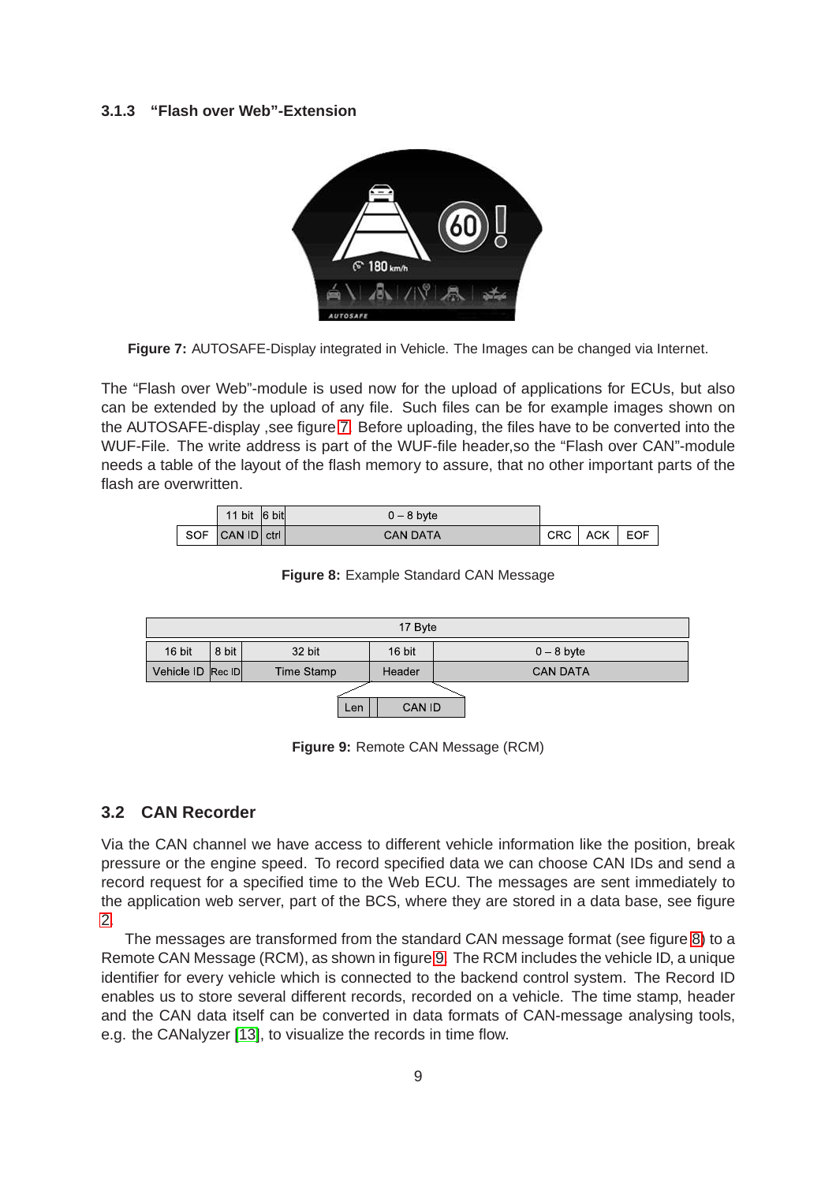### 3.1.3 "Flash over Web"-Extension

**Figure 7:** AUTOSAFE-Display integrated in Vehicle. The Images can be changed via Internet.

The "Flash over Web"-module is used now for the upload of applications for ECUs, but also can be extended by the upload of any file. Such files can be for example images shown on the AUTOSAFE-display ,see figure 7. Before uploading, the files have to be converted into the WUF-File. The write address is part of the WUF-file header,so the "Flash over CAN"-module needs a table of the layout of the flash memory to assure, that no other important parts of the flash are overwritten.

| | 11 bit | 6 bit | 0 – 8 byte | | | |
|---|---|---|---|---|---|---|
| SOF | CAN ID | ctrl | CAN DATA | CRC | ACK | EOF |

**Figure 8:** Example Standard CAN Message

| 17 Byte | | | | |
|---|---|---|---|---|
| 16 bit | 8 bit | 32 bit | 16 bit | 0 – 8 byte |
| Vehicle ID | Rec ID | Time Stamp | Header | CAN DATA |

Header: | Len | CAN ID |

**Figure 9:** Remote CAN Message (RCM)

## 3.2 CAN Recorder

Via the CAN channel we have access to different vehicle information like the position, break pressure or the engine speed. To record specified data we can choose CAN IDs and send a record request for a specified time to the Web ECU. The messages are sent immediately to the application web server, part of the BCS, where they are stored in a data base, see figure 2.

The messages are transformed from the standard CAN message format (see figure 8) to a Remote CAN Message (RCM), as shown in figure 9. The RCM includes the vehicle ID, a unique identifier for every vehicle which is connected to the backend control system. The Record ID enables us to store several different records, recorded on a vehicle. The time stamp, header and the CAN data itself can be converted in data formats of CAN-message analysing tools, e.g. the CANalyzer [13], to visualize the records in time flow.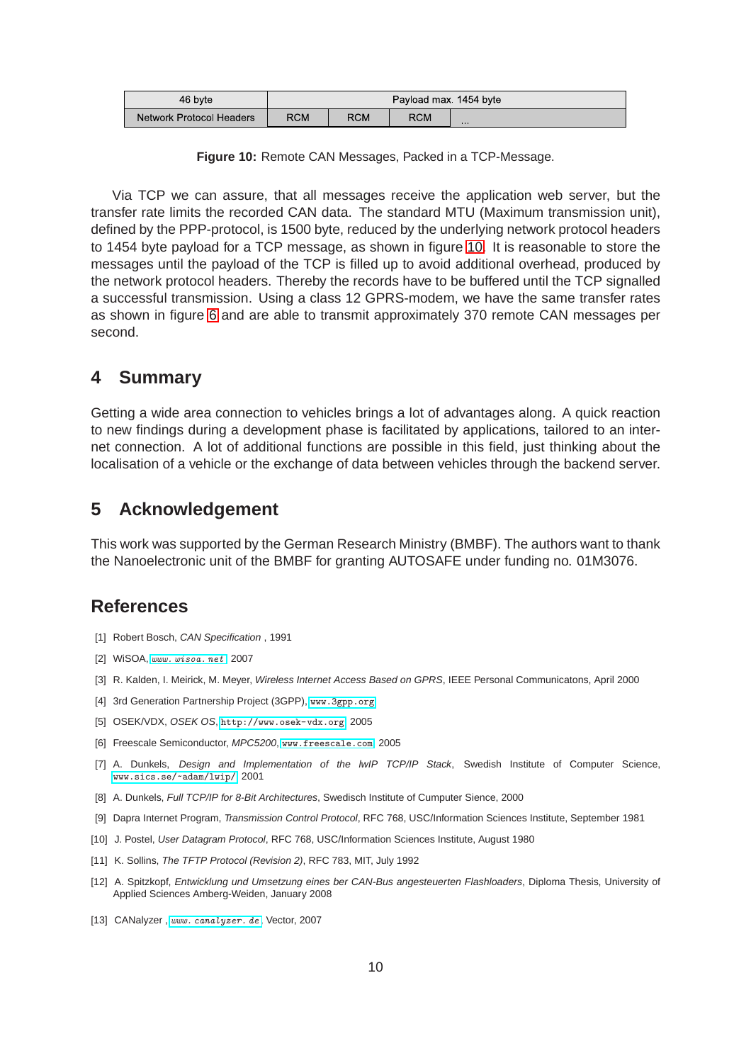| 46 byte | Payload max. 1454 byte | | | |
|---|---|---|---|---|
| Network Protocol Headers | RCM | RCM | RCM | ... |

**Figure 10:** Remote CAN Messages, Packed in a TCP-Message.

Via TCP we can assure, that all messages receive the application web server, but the transfer rate limits the recorded CAN data. The standard MTU (Maximum transmission unit), defined by the PPP-protocol, is 1500 byte, reduced by the underlying network protocol headers to 1454 byte payload for a TCP message, as shown in figure 10. It is reasonable to store the messages until the payload of the TCP is filled up to avoid additional overhead, produced by the network protocol headers. Thereby the records have to be buffered until the TCP signalled a successful transmission. Using a class 12 GPRS-modem, we have the same transfer rates as shown in figure 6 and are able to transmit approximately 370 remote CAN messages per second.

## 4 Summary

Getting a wide area connection to vehicles brings a lot of advantages along. A quick reaction to new findings during a development phase is facilitated by applications, tailored to an internet connection. A lot of additional functions are possible in this field, just thinking about the localisation of a vehicle or the exchange of data between vehicles through the backend server.

## 5 Acknowledgement

This work was supported by the German Research Ministry (BMBF). The authors want to thank the Nanoelectronic unit of the BMBF for granting AUTOSAFE under funding no. 01M3076.

## References

[1] Robert Bosch, *CAN Specification* , 1991

[2] WiSOA, www.wisoa.net, 2007

[3] R. Kalden, I. Meirick, M. Meyer, *Wireless Internet Access Based on GPRS*, IEEE Personal Communicatons, April 2000

[4] 3rd Generation Partnership Project (3GPP), www.3gpp.org

[5] OSEK/VDX, *OSEK OS*, http://www.osek-vdx.org, 2005

[6] Freescale Semiconductor, *MPC5200*, www.freescale.com, 2005

[7] A. Dunkels, *Design and Implementation of the lwIP TCP/IP Stack*, Swedish Institute of Computer Science, www.sics.se/~adam/lwip/, 2001

[8] A. Dunkels, *Full TCP/IP for 8-Bit Architectures*, Swedisch Institute of Cumputer Sience, 2000

[9] Dapra Internet Program, *Transmission Control Protocol*, RFC 768, USC/Information Sciences Institute, September 1981

[10] J. Postel, *User Datagram Protocol*, RFC 768, USC/Information Sciences Institute, August 1980

[11] K. Sollins, *The TFTP Protocol (Revision 2)*, RFC 783, MIT, July 1992

[12] A. Spitzkopf, *Entwicklung und Umsetzung eines ber CAN-Bus angesteuerten Flashloaders*, Diploma Thesis, University of Applied Sciences Amberg-Weiden, January 2008

[13] CANalyzer , www.canalyzer.de, Vector, 2007